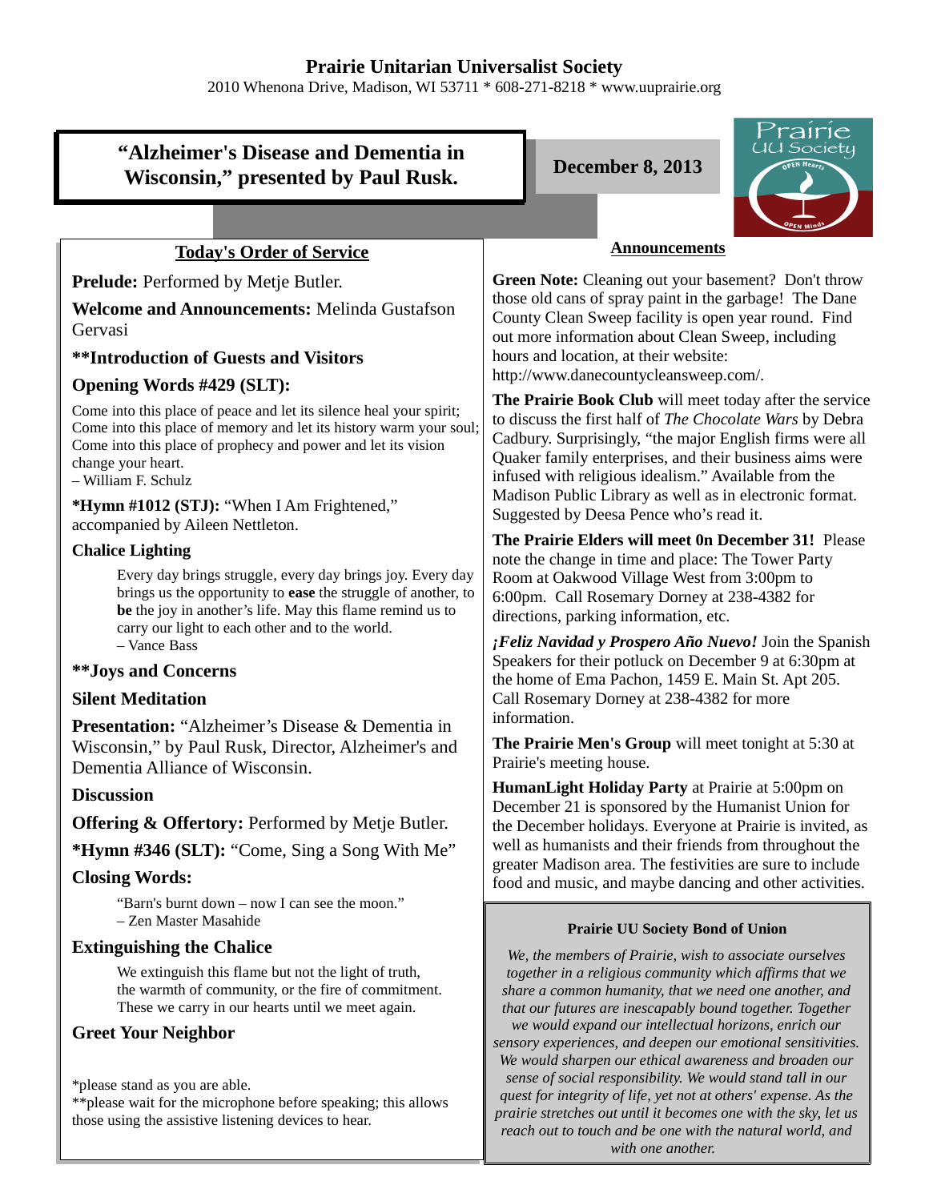# Prairie Unitarian Universalist Society

2010 Whenona Drive, Madison, WI 53711 * 608-271-8218 * www.uuprairie.org

## "Alzheimer's Disease and Dementia in Wisconsin," presented by Paul Rusk.

**December 8, 2013**

### Today's Order of Service

**Prelude:** Performed by Metje Butler.

**Welcome and Announcements:** Melinda Gustafson Gervasi

**\*\*Introduction of Guests and Visitors**

**Opening Words #429 (SLT):**

Come into this place of peace and let its silence heal your spirit;
Come into this place of memory and let its history warm your soul;
Come into this place of prophecy and power and let its vision change your heart.
– William F. Schulz

**\*Hymn #1012 (STJ):** "When I Am Frightened," accompanied by Aileen Nettleton.

**Chalice Lighting**

Every day brings struggle, every day brings joy. Every day brings us the opportunity to **ease** the struggle of another, to **be** the joy in another's life. May this flame remind us to carry our light to each other and to the world.
– Vance Bass

**\*\*Joys and Concerns**

**Silent Meditation**

**Presentation:** "Alzheimer's Disease & Dementia in Wisconsin," by Paul Rusk, Director, Alzheimer's and Dementia Alliance of Wisconsin.

**Discussion**

**Offering & Offertory:** Performed by Metje Butler.

**\*Hymn #346 (SLT):** "Come, Sing a Song With Me"

**Closing Words:**

"Barn's burnt down – now I can see the moon."
– Zen Master Masahide

**Extinguishing the Chalice**

We extinguish this flame but not the light of truth,
the warmth of community, or the fire of commitment.
These we carry in our hearts until we meet again.

**Greet Your Neighbor**

\*please stand as you are able.
\*\*please wait for the microphone before speaking; this allows those using the assistive listening devices to hear.

### Announcements

**Green Note:** Cleaning out your basement? Don't throw those old cans of spray paint in the garbage! The Dane County Clean Sweep facility is open year round. Find out more information about Clean Sweep, including hours and location, at their website: http://www.danecountycleansweep.com/.

**The Prairie Book Club** will meet today after the service to discuss the first half of *The Chocolate Wars* by Debra Cadbury. Surprisingly, "the major English firms were all Quaker family enterprises, and their business aims were infused with religious idealism." Available from the Madison Public Library as well as in electronic format. Suggested by Deesa Pence who's read it.

**The Prairie Elders will meet 0n December 31!** Please note the change in time and place: The Tower Party Room at Oakwood Village West from 3:00pm to 6:00pm. Call Rosemary Dorney at 238-4382 for directions, parking information, etc.

***¡Feliz Navidad y Prospero Año Nuevo!*** Join the Spanish Speakers for their potluck on December 9 at 6:30pm at the home of Ema Pachon, 1459 E. Main St. Apt 205. Call Rosemary Dorney at 238-4382 for more information.

**The Prairie Men's Group** will meet tonight at 5:30 at Prairie's meeting house.

**HumanLight Holiday Party** at Prairie at 5:00pm on December 21 is sponsored by the Humanist Union for the December holidays. Everyone at Prairie is invited, as well as humanists and their friends from throughout the greater Madison area. The festivities are sure to include food and music, and maybe dancing and other activities.

**Prairie UU Society Bond of Union**

*We, the members of Prairie, wish to associate ourselves together in a religious community which affirms that we share a common humanity, that we need one another, and that our futures are inescapably bound together. Together we would expand our intellectual horizons, enrich our sensory experiences, and deepen our emotional sensitivities. We would sharpen our ethical awareness and broaden our sense of social responsibility. We would stand tall in our quest for integrity of life, yet not at others' expense. As the prairie stretches out until it becomes one with the sky, let us reach out to touch and be one with the natural world, and with one another.*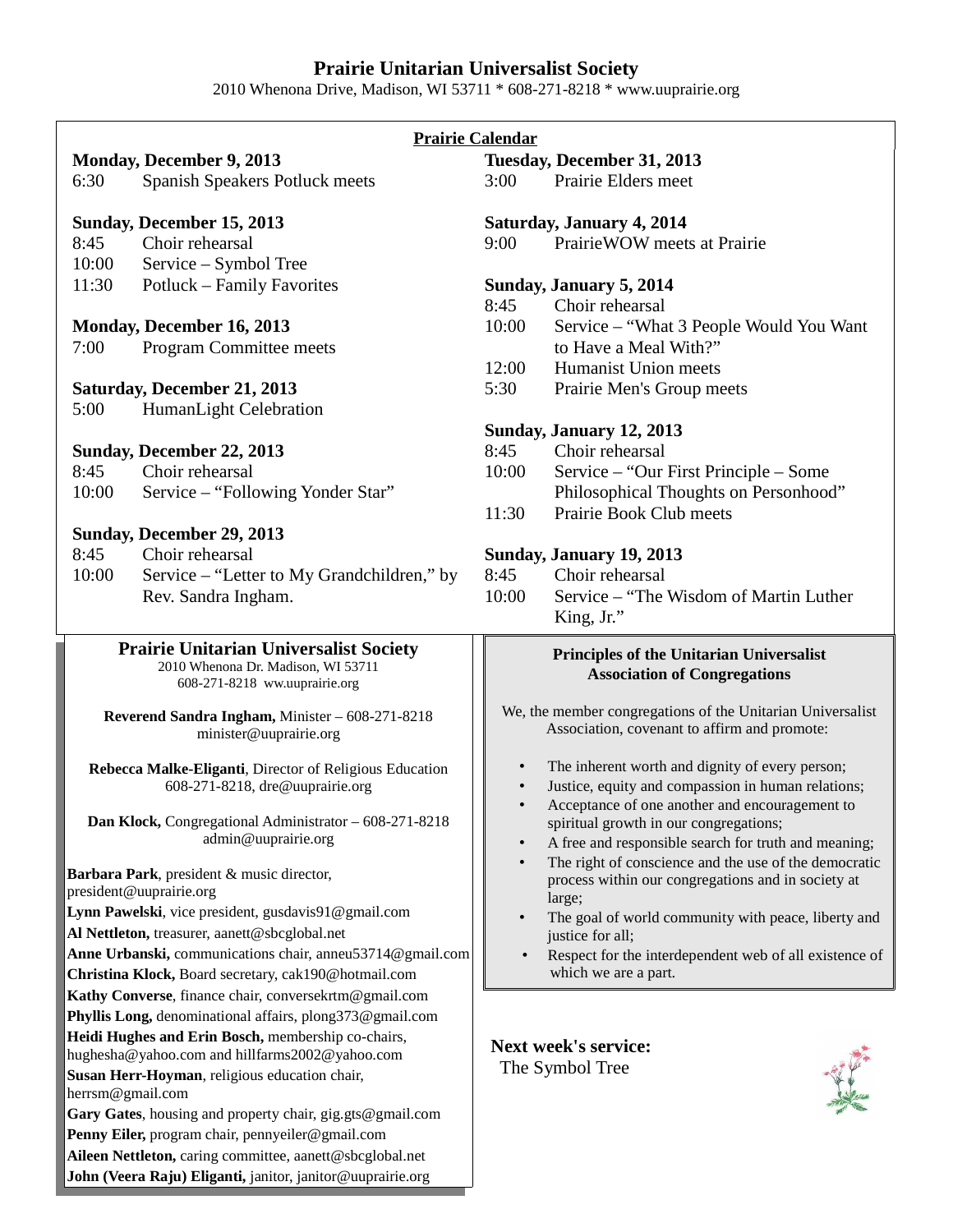# Prairie Unitarian Universalist Society

2010 Whenona Drive, Madison, WI 53711 * 608-271-8218 * www.uuprairie.org

## Prairie Calendar

**Monday, December 9, 2013**
6:30 Spanish Speakers Potluck meets

**Sunday, December 15, 2013**
8:45 Choir rehearsal
10:00 Service – Symbol Tree
11:30 Potluck – Family Favorites

**Monday, December 16, 2013**
7:00 Program Committee meets

**Saturday, December 21, 2013**
5:00 HumanLight Celebration

**Sunday, December 22, 2013**
8:45 Choir rehearsal
10:00 Service – "Following Yonder Star"

**Sunday, December 29, 2013**
8:45 Choir rehearsal
10:00 Service – "Letter to My Grandchildren," by Rev. Sandra Ingham.

**Tuesday, December 31, 2013**
3:00 Prairie Elders meet

**Saturday, January 4, 2014**
9:00 PrairieWOW meets at Prairie

**Sunday, January 5, 2014**
8:45 Choir rehearsal
10:00 Service – "What 3 People Would You Want to Have a Meal With?"
12:00 Humanist Union meets
5:30 Prairie Men's Group meets

**Sunday, January 12, 2013**
8:45 Choir rehearsal
10:00 Service – "Our First Principle – Some Philosophical Thoughts on Personhood"
11:30 Prairie Book Club meets

**Sunday, January 19, 2013**
8:45 Choir rehearsal
10:00 Service – "The Wisdom of Martin Luther King, Jr."

### Prairie Unitarian Universalist Society

2010 Whenona Dr. Madison, WI 53711
608-271-8218 ww.uuprairie.org

**Reverend Sandra Ingham,** Minister – 608-271-8218
minister@uuprairie.org

**Rebecca Malke-Eliganti**, Director of Religious Education
608-271-8218, dre@uuprairie.org

**Dan Klock,** Congregational Administrator – 608-271-8218
admin@uuprairie.org

**Barbara Park**, president & music director, president@uuprairie.org
**Lynn Pawelski**, vice president, gusdavis91@gmail.com
**Al Nettleton,** treasurer, aanett@sbcglobal.net
**Anne Urbanski,** communications chair, anneu53714@gmail.com
**Christina Klock,** Board secretary, cak190@hotmail.com
**Kathy Converse**, finance chair, conversekrtm@gmail.com
**Phyllis Long,** denominational affairs, plong373@gmail.com
**Heidi Hughes and Erin Bosch,** membership co-chairs, hughesha@yahoo.com and hillfarms2002@yahoo.com
**Susan Herr-Hoyman**, religious education chair, herrsm@gmail.com
**Gary Gates**, housing and property chair, gig.gts@gmail.com
**Penny Eiler,** program chair, pennyeiler@gmail.com
**Aileen Nettleton,** caring committee, aanett@sbcglobal.net
**John (Veera Raju) Eliganti,** janitor, janitor@uuprairie.org

### Principles of the Unitarian Universalist Association of Congregations

We, the member congregations of the Unitarian Universalist Association, covenant to affirm and promote:

- The inherent worth and dignity of every person;
- Justice, equity and compassion in human relations;
- Acceptance of one another and encouragement to spiritual growth in our congregations;
- A free and responsible search for truth and meaning;
- The right of conscience and the use of the democratic process within our congregations and in society at large;
- The goal of world community with peace, liberty and justice for all;
- Respect for the interdependent web of all existence of which we are a part.

**Next week's service:**
The Symbol Tree